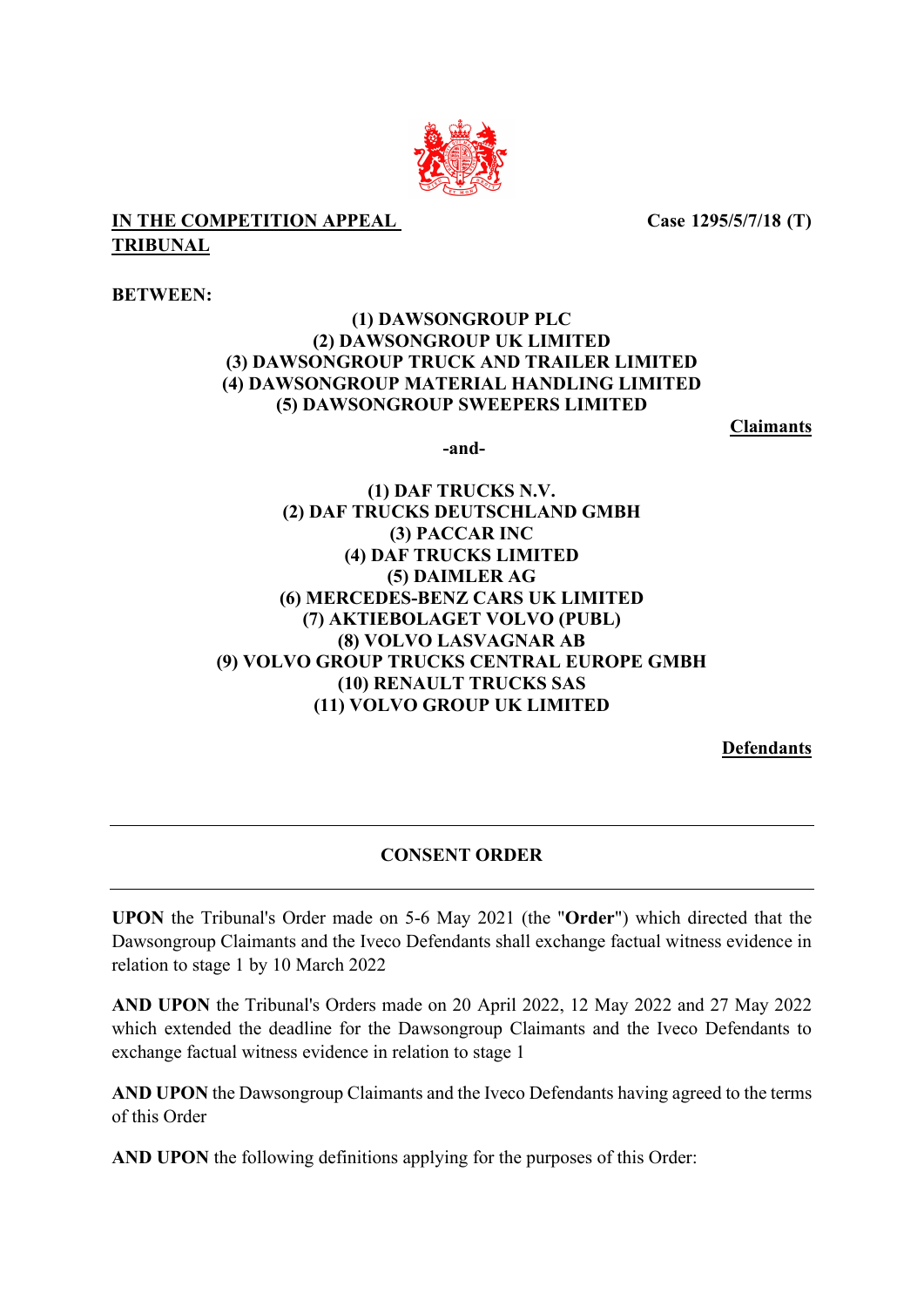**IN THE COMPETITION APPEAL TRIBUNAL**

**Case 1295/5/7/18 (T)**

**BETWEEN:**

**(1) DAWSONGROUP PLC**
**(2) DAWSONGROUP UK LIMITED**
**(3) DAWSONGROUP TRUCK AND TRAILER LIMITED**
**(4) DAWSONGROUP MATERIAL HANDLING LIMITED**
**(5) DAWSONGROUP SWEEPERS LIMITED**

**Claimants**

**-and-**

**(1) DAF TRUCKS N.V.**
**(2) DAF TRUCKS DEUTSCHLAND GMBH**
**(3) PACCAR INC**
**(4) DAF TRUCKS LIMITED**
**(5) DAIMLER AG**
**(6) MERCEDES-BENZ CARS UK LIMITED**
**(7) AKTIEBOLAGET VOLVO (PUBL)**
**(8) VOLVO LASVAGNAR AB**
**(9) VOLVO GROUP TRUCKS CENTRAL EUROPE GMBH**
**(10) RENAULT TRUCKS SAS**
**(11) VOLVO GROUP UK LIMITED**

**Defendants**

---

## CONSENT ORDER

---

**UPON** the Tribunal's Order made on 5-6 May 2021 (the "**Order**") which directed that the Dawsongroup Claimants and the Iveco Defendants shall exchange factual witness evidence in relation to stage 1 by 10 March 2022

**AND UPON** the Tribunal's Orders made on 20 April 2022, 12 May 2022 and 27 May 2022 which extended the deadline for the Dawsongroup Claimants and the Iveco Defendants to exchange factual witness evidence in relation to stage 1

**AND UPON** the Dawsongroup Claimants and the Iveco Defendants having agreed to the terms of this Order

**AND UPON** the following definitions applying for the purposes of this Order: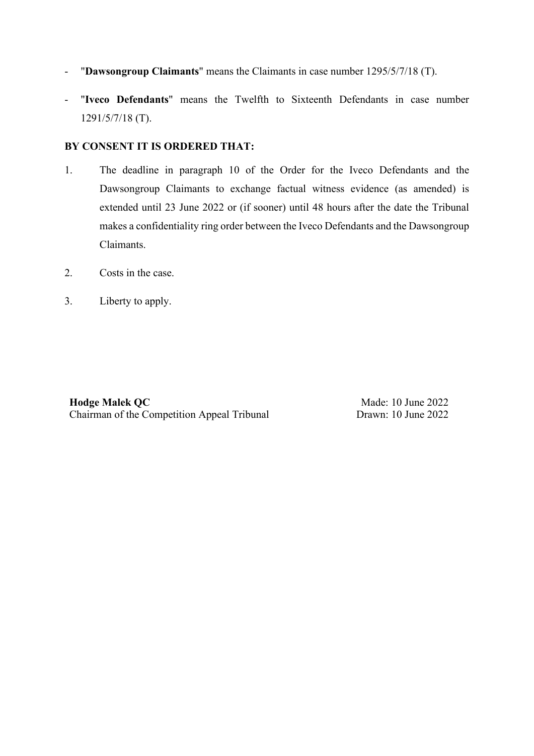- "**Dawsongroup Claimants**" means the Claimants in case number 1295/5/7/18 (T).
- "**Iveco Defendants**" means the Twelfth to Sixteenth Defendants in case number 1291/5/7/18 (T).

**BY CONSENT IT IS ORDERED THAT:**

1. The deadline in paragraph 10 of the Order for the Iveco Defendants and the Dawsongroup Claimants to exchange factual witness evidence (as amended) is extended until 23 June 2022 or (if sooner) until 48 hours after the date the Tribunal makes a confidentiality ring order between the Iveco Defendants and the Dawsongroup Claimants.
2. Costs in the case.
3. Liberty to apply.

**Hodge Malek QC**
Chairman of the Competition Appeal Tribunal

Made: 10 June 2022
Drawn: 10 June 2022